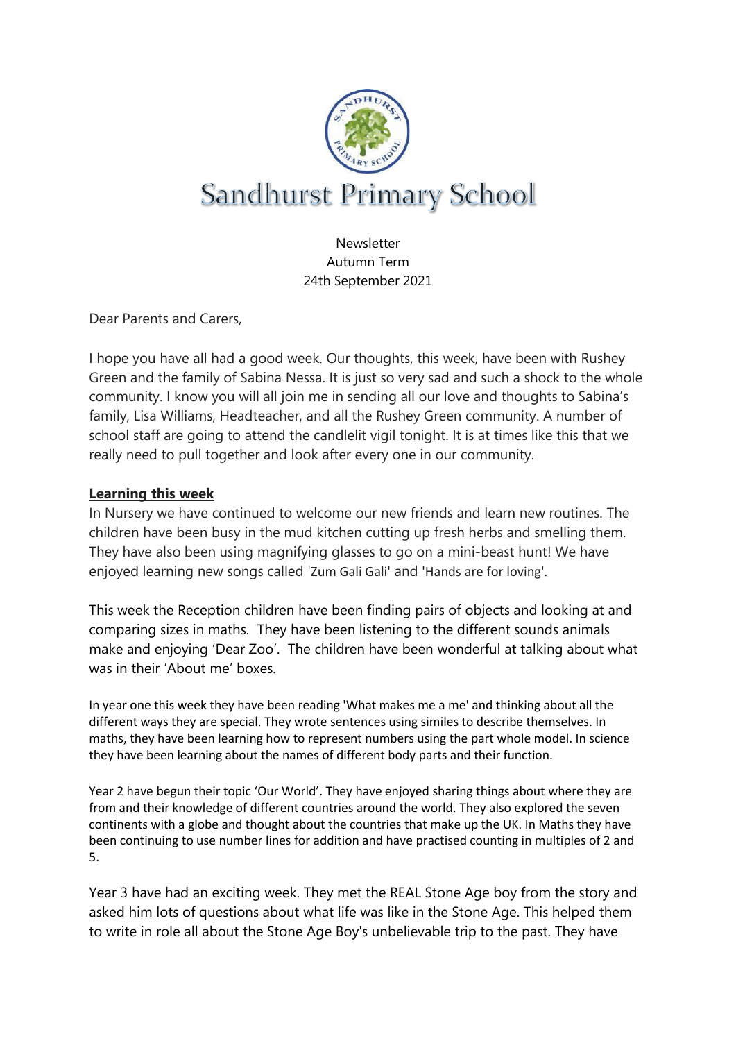# Sandhurst Primary School

Newsletter
Autumn Term
24th September 2021

Dear Parents and Carers,

I hope you have all had a good week. Our thoughts, this week, have been with Rushey Green and the family of Sabina Nessa. It is just so very sad and such a shock to the whole community. I know you will all join me in sending all our love and thoughts to Sabina's family, Lisa Williams, Headteacher, and all the Rushey Green community. A number of school staff are going to attend the candlelit vigil tonight. It is at times like this that we really need to pull together and look after every one in our community.

**Learning this week**

In Nursery we have continued to welcome our new friends and learn new routines. The children have been busy in the mud kitchen cutting up fresh herbs and smelling them. They have also been using magnifying glasses to go on a mini-beast hunt! We have enjoyed learning new songs called 'Zum Gali Gali' and 'Hands are for loving'.

This week the Reception children have been finding pairs of objects and looking at and comparing sizes in maths. They have been listening to the different sounds animals make and enjoying 'Dear Zoo'. The children have been wonderful at talking about what was in their 'About me' boxes.

In year one this week they have been reading 'What makes me a me' and thinking about all the different ways they are special. They wrote sentences using similes to describe themselves. In maths, they have been learning how to represent numbers using the part whole model. In science they have been learning about the names of different body parts and their function.

Year 2 have begun their topic 'Our World'. They have enjoyed sharing things about where they are from and their knowledge of different countries around the world. They also explored the seven continents with a globe and thought about the countries that make up the UK. In Maths they have been continuing to use number lines for addition and have practised counting in multiples of 2 and 5.

Year 3 have had an exciting week. They met the REAL Stone Age boy from the story and asked him lots of questions about what life was like in the Stone Age. This helped them to write in role all about the Stone Age Boy's unbelievable trip to the past. They have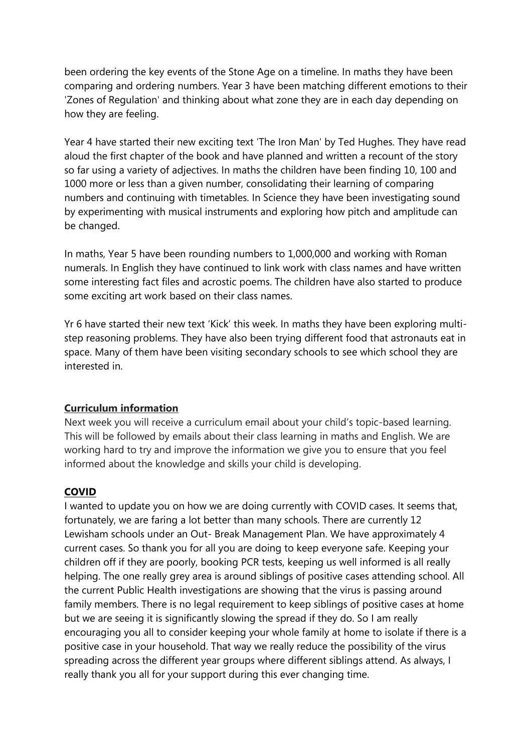been ordering the key events of the Stone Age on a timeline. In maths they have been comparing and ordering numbers. Year 3 have been matching different emotions to their 'Zones of Regulation' and thinking about what zone they are in each day depending on how they are feeling.

Year 4 have started their new exciting text 'The Iron Man' by Ted Hughes. They have read aloud the first chapter of the book and have planned and written a recount of the story so far using a variety of adjectives. In maths the children have been finding 10, 100 and 1000 more or less than a given number, consolidating their learning of comparing numbers and continuing with timetables. In Science they have been investigating sound by experimenting with musical instruments and exploring how pitch and amplitude can be changed.

In maths, Year 5 have been rounding numbers to 1,000,000 and working with Roman numerals. In English they have continued to link work with class names and have written some interesting fact files and acrostic poems. The children have also started to produce some exciting art work based on their class names.

Yr 6 have started their new text 'Kick' this week. In maths they have been exploring multi-step reasoning problems. They have also been trying different food that astronauts eat in space. Many of them have been visiting secondary schools to see which school they are interested in.

## **Curriculum information**

Next week you will receive a curriculum email about your child's topic-based learning. This will be followed by emails about their class learning in maths and English. We are working hard to try and improve the information we give you to ensure that you feel informed about the knowledge and skills your child is developing.

## **COVID**

I wanted to update you on how we are doing currently with COVID cases. It seems that, fortunately, we are faring a lot better than many schools. There are currently 12 Lewisham schools under an Out- Break Management Plan. We have approximately 4 current cases. So thank you for all you are doing to keep everyone safe. Keeping your children off if they are poorly, booking PCR tests, keeping us well informed is all really helping. The one really grey area is around siblings of positive cases attending school. All the current Public Health investigations are showing that the virus is passing around family members. There is no legal requirement to keep siblings of positive cases at home but we are seeing it is significantly slowing the spread if they do. So I am really encouraging you all to consider keeping your whole family at home to isolate if there is a positive case in your household. That way we really reduce the possibility of the virus spreading across the different year groups where different siblings attend. As always, I really thank you all for your support during this ever changing time.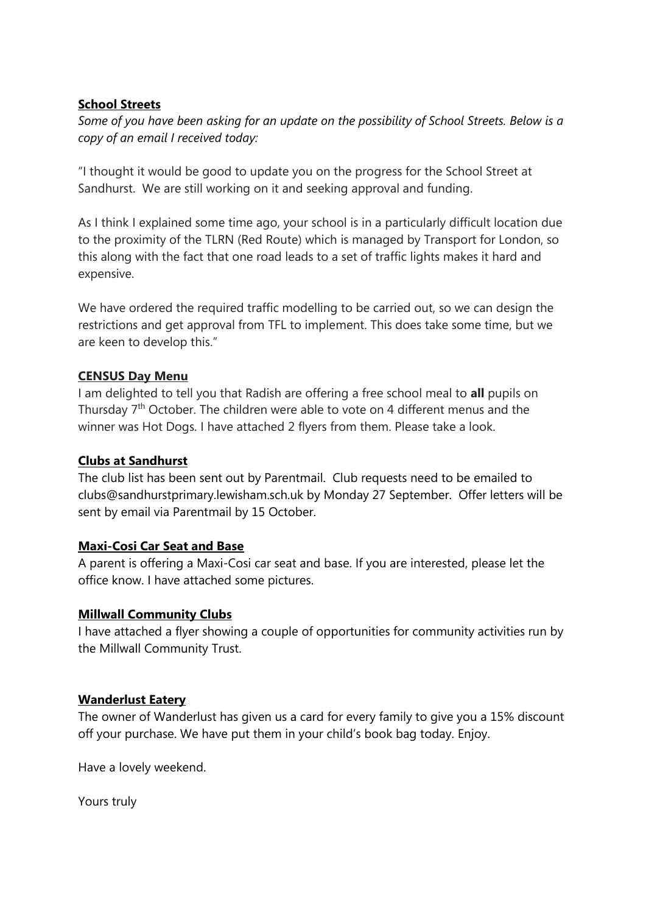**School Streets**

*Some of you have been asking for an update on the possibility of School Streets. Below is a copy of an email I received today:*

"I thought it would be good to update you on the progress for the School Street at Sandhurst. We are still working on it and seeking approval and funding.

As I think I explained some time ago, your school is in a particularly difficult location due to the proximity of the TLRN (Red Route) which is managed by Transport for London, so this along with the fact that one road leads to a set of traffic lights makes it hard and expensive.

We have ordered the required traffic modelling to be carried out, so we can design the restrictions and get approval from TFL to implement. This does take some time, but we are keen to develop this."

**CENSUS Day Menu**

I am delighted to tell you that Radish are offering a free school meal to **all** pupils on Thursday 7th October. The children were able to vote on 4 different menus and the winner was Hot Dogs. I have attached 2 flyers from them. Please take a look.

**Clubs at Sandhurst**

The club list has been sent out by Parentmail. Club requests need to be emailed to clubs@sandhurstprimary.lewisham.sch.uk by Monday 27 September. Offer letters will be sent by email via Parentmail by 15 October.

**Maxi-Cosi Car Seat and Base**

A parent is offering a Maxi-Cosi car seat and base. If you are interested, please let the office know. I have attached some pictures.

**Millwall Community Clubs**

I have attached a flyer showing a couple of opportunities for community activities run by the Millwall Community Trust.

**Wanderlust Eatery**

The owner of Wanderlust has given us a card for every family to give you a 15% discount off your purchase. We have put them in your child's book bag today. Enjoy.

Have a lovely weekend.

Yours truly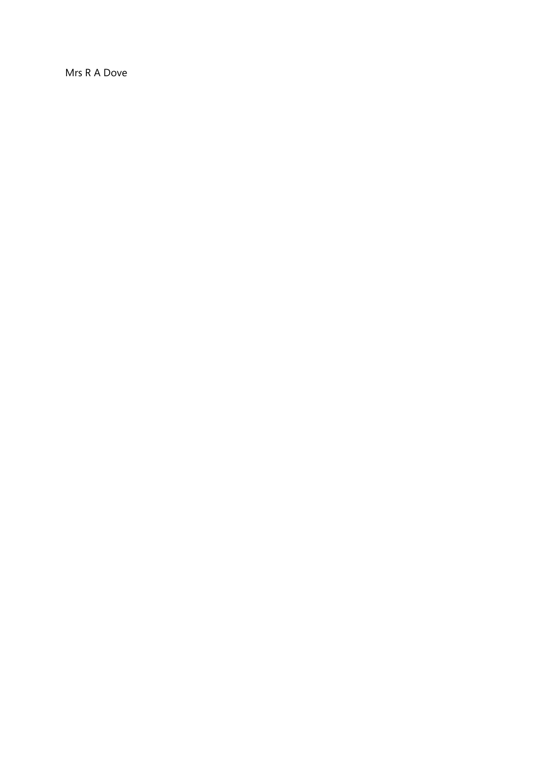Mrs R A Dove